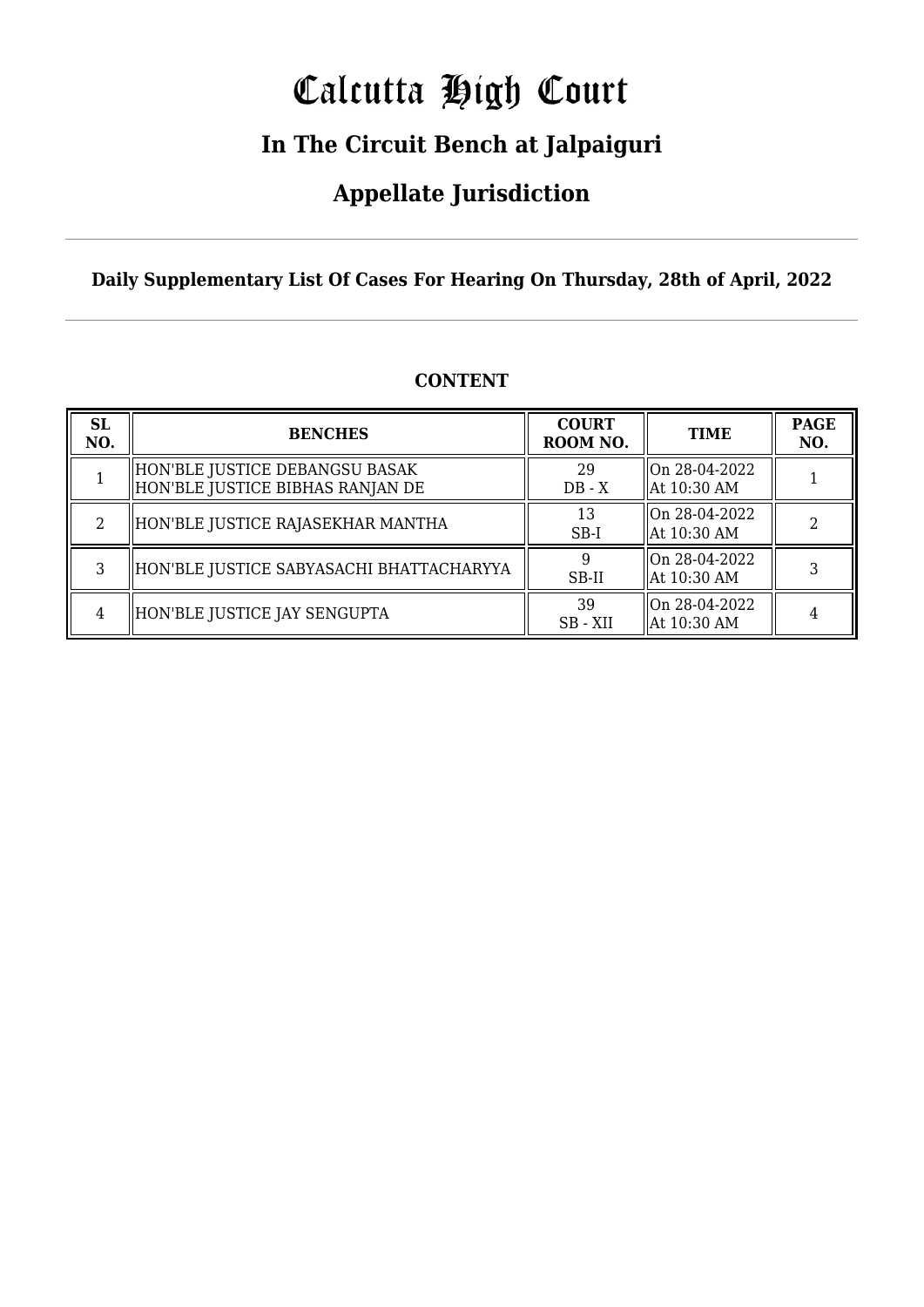# Calcutta High Court

## In The Circuit Bench at Jalpaiguri

## Appellate Jurisdiction

**Daily Supplementary List Of Cases For Hearing On Thursday, 28th of April, 2022**

### CONTENT

| SL NO. | BENCHES | COURT ROOM NO. | TIME | PAGE NO. |
|---|---|---|---|---|
| 1 | HON'BLE JUSTICE DEBANGSU BASAK<br>HON'BLE JUSTICE BIBHAS RANJAN DE | 29<br>DB - X | On 28-04-2022<br>At 10:30 AM | 1 |
| 2 | HON'BLE JUSTICE RAJASEKHAR MANTHA | 13<br>SB-I | On 28-04-2022<br>At 10:30 AM | 2 |
| 3 | HON'BLE JUSTICE SABYASACHI BHATTACHARYYA | 9<br>SB-II | On 28-04-2022<br>At 10:30 AM | 3 |
| 4 | HON'BLE JUSTICE JAY SENGUPTA | 39<br>SB - XII | On 28-04-2022<br>At 10:30 AM | 4 |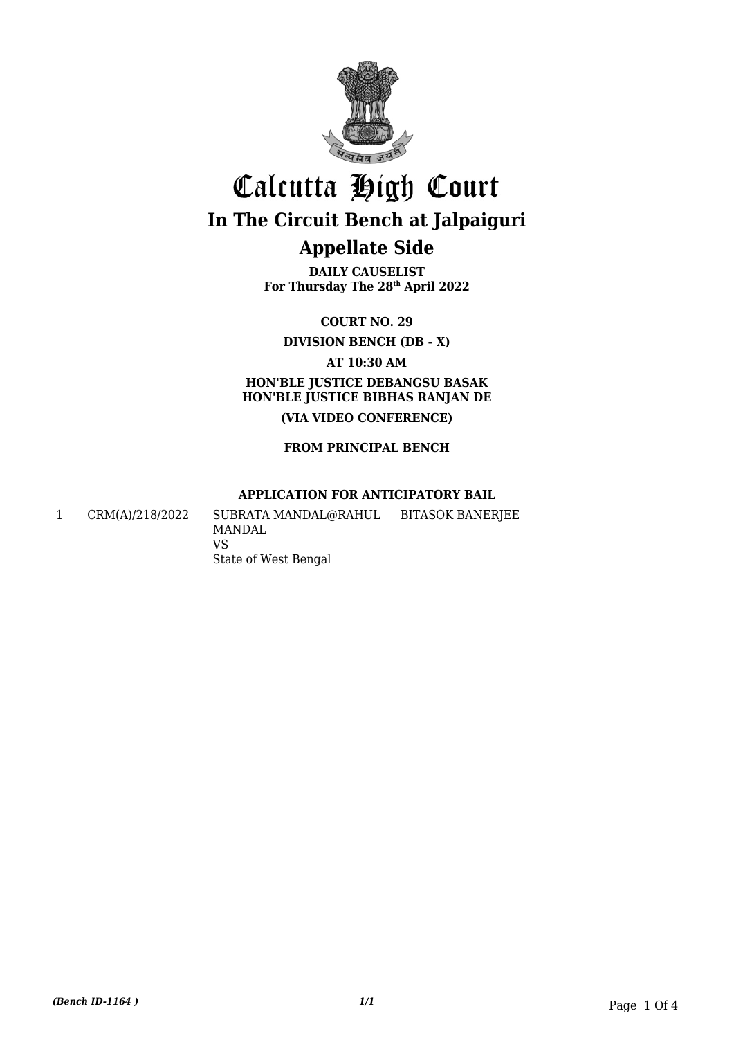# Calcutta High Court

## In The Circuit Bench at Jalpaiguri

## Appellate Side

**DAILY CAUSELIST**
**For Thursday The 28th April 2022**

**COURT NO. 29**

**DIVISION BENCH (DB - X)**

**AT 10:30 AM**

**HON'BLE JUSTICE DEBANGSU BASAK**
**HON'BLE JUSTICE BIBHAS RANJAN DE**

**(VIA VIDEO CONFERENCE)**

**FROM PRINCIPAL BENCH**

**APPLICATION FOR ANTICIPATORY BAIL**

| | | | |
|---|---|---|---|
| 1 | CRM(A)/218/2022 | SUBRATA MANDAL@RAHUL MANDAL<br>VS<br>State of West Bengal | BITASOK BANERJEE |

*(Bench ID-1164 )* *1/1*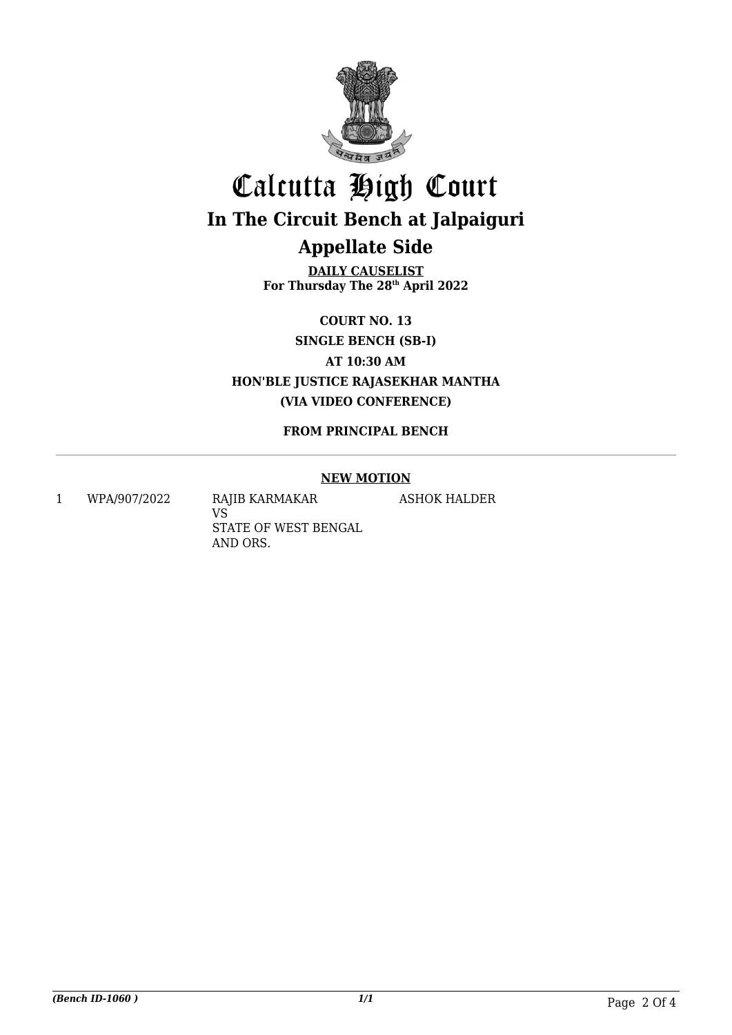# Calcutta High Court

## In The Circuit Bench at Jalpaiguri

## Appellate Side

**DAILY CAUSELIST**
**For Thursday The 28th April 2022**

**COURT NO. 13**

**SINGLE BENCH (SB-I)**

**AT 10:30 AM**

**HON'BLE JUSTICE RAJASEKHAR MANTHA**

**(VIA VIDEO CONFERENCE)**

**FROM PRINCIPAL BENCH**

---

**NEW MOTION**

| | | | |
|---|---|---|---|
| 1 | WPA/907/2022 | RAJIB KARMAKAR<br>VS<br>STATE OF WEST BENGAL AND ORS. | ASHOK HALDER |

*(Bench ID-1060 )* *1/1*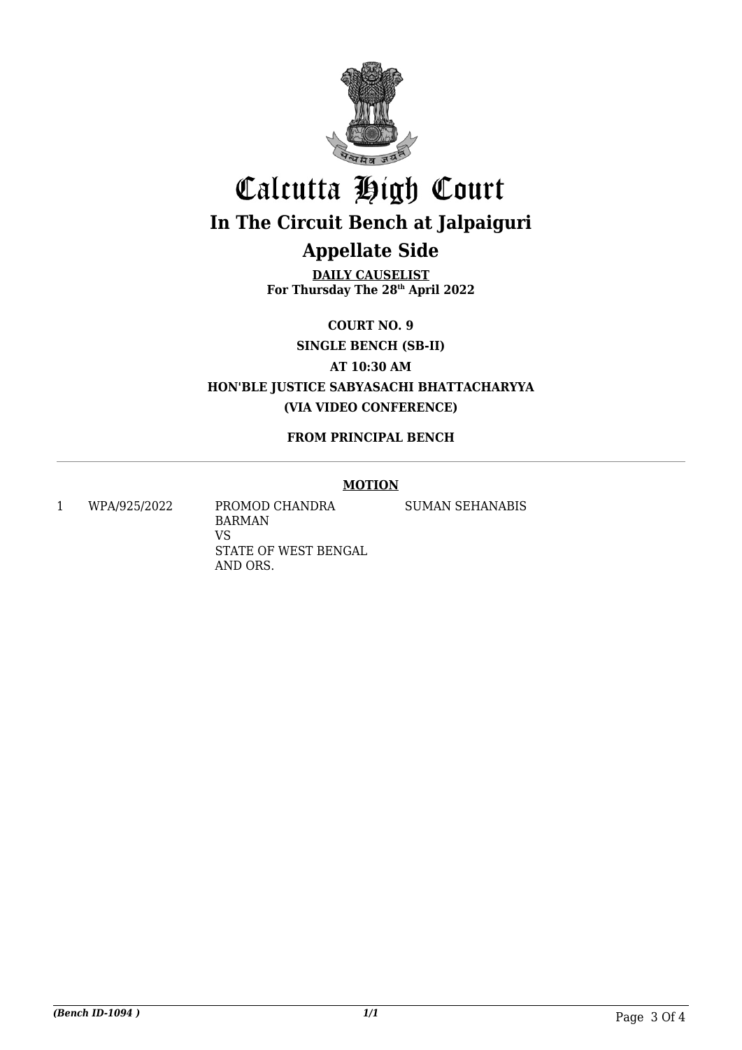# Calcutta High Court

## In The Circuit Bench at Jalpaiguri

## Appellate Side

**DAILY CAUSELIST**
**For Thursday The 28th April 2022**

**COURT NO. 9**

**SINGLE BENCH (SB-II)**

**AT 10:30 AM**

**HON'BLE JUSTICE SABYASACHI BHATTACHARYYA**

**(VIA VIDEO CONFERENCE)**

**FROM PRINCIPAL BENCH**

**MOTION**

| | | | |
|---|---|---|---|
| 1 | WPA/925/2022 | PROMOD CHANDRA BARMAN<br>VS<br>STATE OF WEST BENGAL AND ORS. | SUMAN SEHANABIS |

*(Bench ID-1094 )*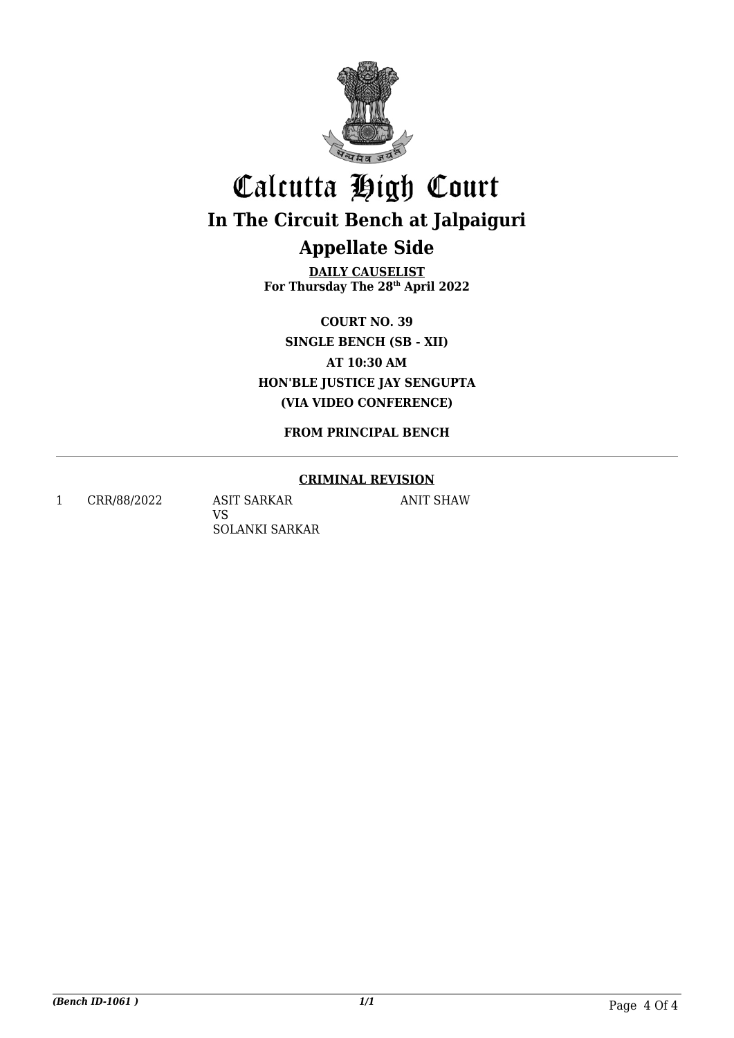# Calcutta High Court

## In The Circuit Bench at Jalpaiguri

## Appellate Side

**DAILY CAUSELIST**
**For Thursday The 28th April 2022**

**COURT NO. 39**
**SINGLE BENCH (SB - XII)**
**AT 10:30 AM**
**HON'BLE JUSTICE JAY SENGUPTA**
**(VIA VIDEO CONFERENCE)**

**FROM PRINCIPAL BENCH**

---

**CRIMINAL REVISION**

| | | | |
|---|---|---|---|
| 1 | CRR/88/2022 | ASIT SARKAR<br>VS<br>SOLANKI SARKAR | ANIT SHAW |

*(Bench ID-1061 )* *1/1*